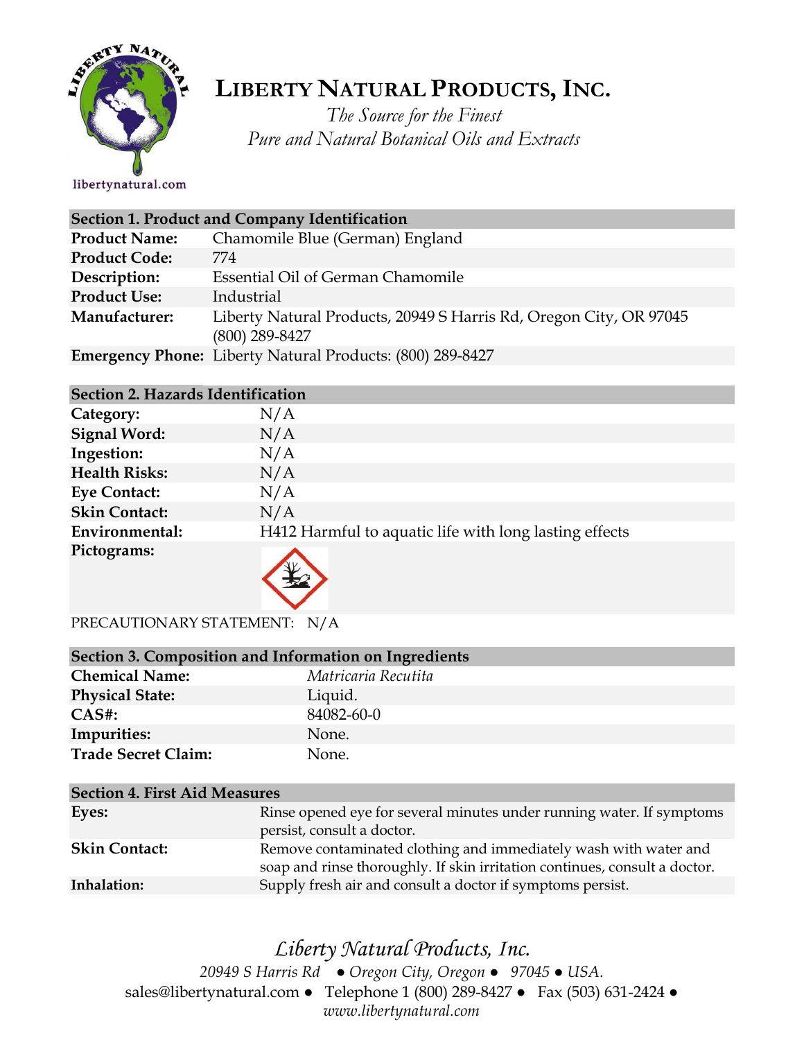# Liberty Natural Products, Inc.

*The Source for the Finest*
*Pure and Natural Botanical Oils and Extracts*

libertynatural.com

## Section 1. Product and Company Identification

| | |
|---|---|
| **Product Name:** | Chamomile Blue (German) England |
| **Product Code:** | 774 |
| **Description:** | Essential Oil of German Chamomile |
| **Product Use:** | Industrial |
| **Manufacturer:** | Liberty Natural Products, 20949 S Harris Rd, Oregon City, OR 97045 (800) 289-8427 |
| **Emergency Phone:** | Liberty Natural Products: (800) 289-8427 |

## Section 2. Hazards Identification

| | |
|---|---|
| **Category:** | N/A |
| **Signal Word:** | N/A |
| **Ingestion:** | N/A |
| **Health Risks:** | N/A |
| **Eye Contact:** | N/A |
| **Skin Contact:** | N/A |
| **Environmental:** | H412 Harmful to aquatic life with long lasting effects |
| **Pictograms:** | |

PRECAUTIONARY STATEMENT: N/A

## Section 3. Composition and Information on Ingredients

| | |
|---|---|
| **Chemical Name:** | *Matricaria Recutita* |
| **Physical State:** | Liquid. |
| **CAS#:** | 84082-60-0 |
| **Impurities:** | None. |
| **Trade Secret Claim:** | None. |

## Section 4. First Aid Measures

| | |
|---|---|
| **Eyes:** | Rinse opened eye for several minutes under running water. If symptoms persist, consult a doctor. |
| **Skin Contact:** | Remove contaminated clothing and immediately wash with water and soap and rinse thoroughly. If skin irritation continues, consult a doctor. |
| **Inhalation:** | Supply fresh air and consult a doctor if symptoms persist. |

*Liberty Natural Products, Inc.*
*20949 S Harris Rd ● Oregon City, Oregon ● 97045 ● USA.*
sales@libertynatural.com ● Telephone 1 (800) 289-8427 ● Fax (503) 631-2424 ●
*www.libertynatural.com*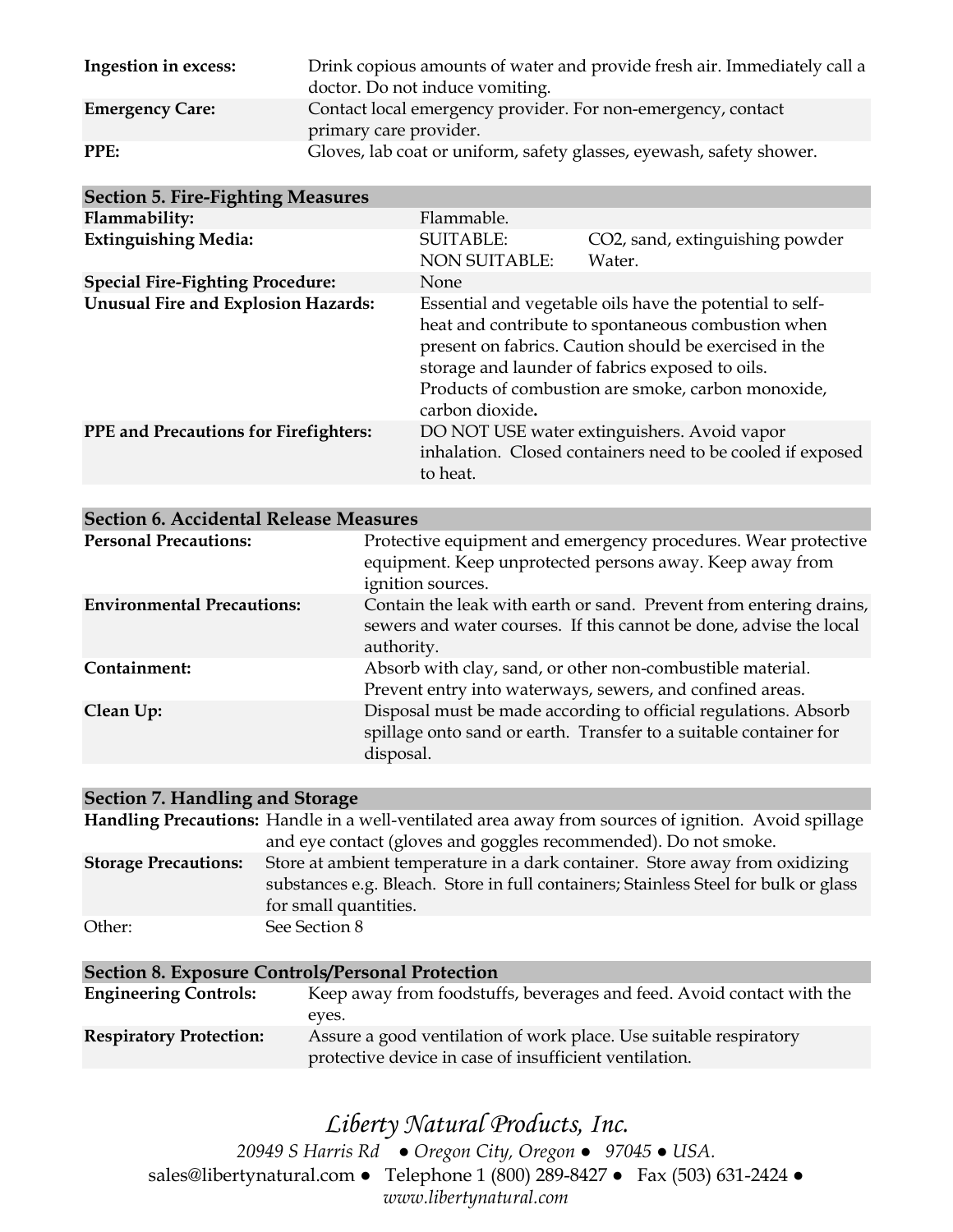| | |
|---|---|
| **Ingestion in excess:** | Drink copious amounts of water and provide fresh air. Immediately call a doctor. Do not induce vomiting. |
| **Emergency Care:** | Contact local emergency provider. For non-emergency, contact primary care provider. |
| **PPE:** | Gloves, lab coat or uniform, safety glasses, eyewash, safety shower. |

## Section 5. Fire-Fighting Measures

| | | |
|---|---|---|
| **Flammability:** | Flammable. | |
| **Extinguishing Media:** | SUITABLE:<br>NON SUITABLE: | $CO_2$, sand, extinguishing powder<br>Water. |
| **Special Fire-Fighting Procedure:** | None | |
| **Unusual Fire and Explosion Hazards:** | Essential and vegetable oils have the potential to self-heat and contribute to spontaneous combustion when present on fabrics. Caution should be exercised in the storage and launder of fabrics exposed to oils. Products of combustion are smoke, carbon monoxide, carbon dioxide**.** | |
| **PPE and Precautions for Firefighters:** | DO NOT USE water extinguishers. Avoid vapor inhalation. Closed containers need to be cooled if exposed to heat. | |

## Section 6. Accidental Release Measures

| | |
|---|---|
| **Personal Precautions:** | Protective equipment and emergency procedures. Wear protective equipment. Keep unprotected persons away. Keep away from ignition sources. |
| **Environmental Precautions:** | Contain the leak with earth or sand. Prevent from entering drains, sewers and water courses. If this cannot be done, advise the local authority. |
| **Containment:** | Absorb with clay, sand, or other non-combustible material. Prevent entry into waterways, sewers, and confined areas. |
| **Clean Up:** | Disposal must be made according to official regulations. Absorb spillage onto sand or earth. Transfer to a suitable container for disposal. |

## Section 7. Handling and Storage

| | |
|---|---|
| **Handling Precautions:** | Handle in a well-ventilated area away from sources of ignition. Avoid spillage and eye contact (gloves and goggles recommended). Do not smoke. |
| **Storage Precautions:** | Store at ambient temperature in a dark container. Store away from oxidizing substances e.g. Bleach. Store in full containers; Stainless Steel for bulk or glass for small quantities. |
| Other: | See Section 8 |

## Section 8. Exposure Controls/Personal Protection

| | |
|---|---|
| **Engineering Controls:** | Keep away from foodstuffs, beverages and feed. Avoid contact with the eyes. |
| **Respiratory Protection:** | Assure a good ventilation of work place. Use suitable respiratory protective device in case of insufficient ventilation. |

*Liberty Natural Products, Inc.*
*20949 S Harris Rd ● Oregon City, Oregon ● 97045 ● USA.*
sales@libertynatural.com ● Telephone 1 (800) 289-8427 ● Fax (503) 631-2424 ●
*www.libertynatural.com*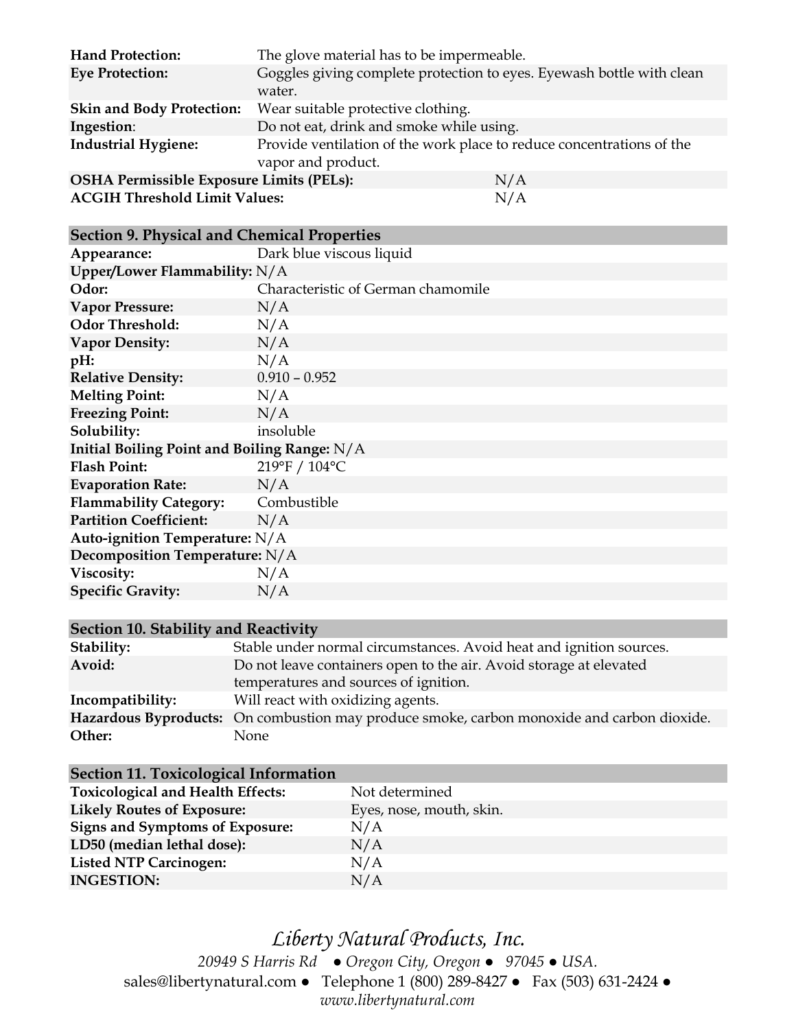| | |
|---|---|
| **Hand Protection:** | The glove material has to be impermeable. |
| **Eye Protection:** | Goggles giving complete protection to eyes. Eyewash bottle with clean water. |
| **Skin and Body Protection:** | Wear suitable protective clothing. |
| **Ingestion**: | Do not eat, drink and smoke while using. |
| **Industrial Hygiene:** | Provide ventilation of the work place to reduce concentrations of the vapor and product. |
| **OSHA Permissible Exposure Limits (PELs):** | N/A |
| **ACGIH Threshold Limit Values:** | N/A |

## Section 9. Physical and Chemical Properties

| | |
|---|---|
| **Appearance:** | Dark blue viscous liquid |
| **Upper/Lower Flammability:** | N/A |
| **Odor:** | Characteristic of German chamomile |
| **Vapor Pressure:** | N/A |
| **Odor Threshold:** | N/A |
| **Vapor Density:** | N/A |
| **pH:** | N/A |
| **Relative Density:** | 0.910 – 0.952 |
| **Melting Point:** | N/A |
| **Freezing Point:** | N/A |
| **Solubility:** | insoluble |
| **Initial Boiling Point and Boiling Range:** | N/A |
| **Flash Point:** | 219°F / 104°C |
| **Evaporation Rate:** | N/A |
| **Flammability Category:** | Combustible |
| **Partition Coefficient:** | N/A |
| **Auto-ignition Temperature:** | N/A |
| **Decomposition Temperature:** | N/A |
| **Viscosity:** | N/A |
| **Specific Gravity:** | N/A |

## Section 10. Stability and Reactivity

| | |
|---|---|
| **Stability:** | Stable under normal circumstances. Avoid heat and ignition sources. |
| **Avoid:** | Do not leave containers open to the air. Avoid storage at elevated temperatures and sources of ignition. |
| **Incompatibility:** | Will react with oxidizing agents. |
| **Hazardous Byproducts:** | On combustion may produce smoke, carbon monoxide and carbon dioxide. |
| **Other:** | None |

## Section 11. Toxicological Information

| | |
|---|---|
| **Toxicological and Health Effects:** | Not determined |
| **Likely Routes of Exposure:** | Eyes, nose, mouth, skin. |
| **Signs and Symptoms of Exposure:** | N/A |
| **LD50 (median lethal dose):** | N/A |
| **Listed NTP Carcinogen:** | N/A |
| **INGESTION:** | N/A |

*Liberty Natural Products, Inc.*

*20949 S Harris Rd ● Oregon City, Oregon ● 97045 ● USA.*

sales@libertynatural.com ● Telephone 1 (800) 289-8427 ● Fax (503) 631-2424 ●

*www.libertynatural.com*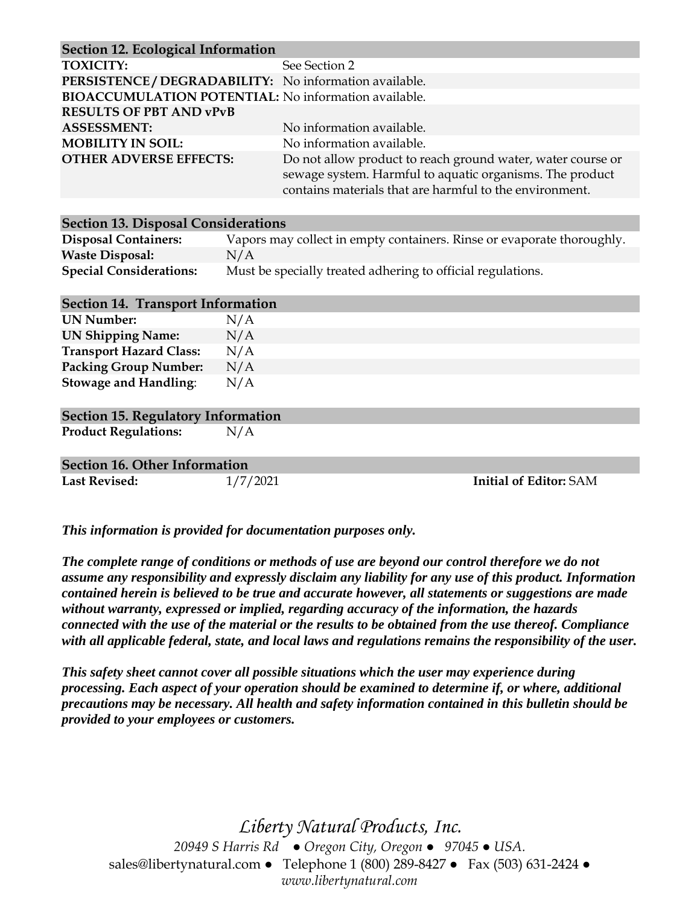## Section 12. Ecological Information

| | |
|---|---|
| **TOXICITY:** | See Section 2 |
| **PERSISTENCE / DEGRADABILITY:** | No information available. |
| **BIOACCUMULATION POTENTIAL:** | No information available. |
| **RESULTS OF PBT AND vPvB ASSESSMENT:** | No information available. |
| **MOBILITY IN SOIL:** | No information available. |
| **OTHER ADVERSE EFFECTS:** | Do not allow product to reach ground water, water course or sewage system. Harmful to aquatic organisms. The product contains materials that are harmful to the environment. |

## Section 13. Disposal Considerations

| | |
|---|---|
| **Disposal Containers:** | Vapors may collect in empty containers. Rinse or evaporate thoroughly. |
| **Waste Disposal:** | N/A |
| **Special Considerations:** | Must be specially treated adhering to official regulations. |

## Section 14. Transport Information

| | |
|---|---|
| **UN Number:** | N/A |
| **UN Shipping Name:** | N/A |
| **Transport Hazard Class:** | N/A |
| **Packing Group Number:** | N/A |
| **Stowage and Handling**: | N/A |

## Section 15. Regulatory Information

| | |
|---|---|
| **Product Regulations:** | N/A |

## Section 16. Other Information

| | | |
|---|---|---|
| **Last Revised:** | 1/7/2021 | **Initial of Editor:** SAM |

***This information is provided for documentation purposes only.***

***The complete range of conditions or methods of use are beyond our control therefore we do not assume any responsibility and expressly disclaim any liability for any use of this product. Information contained herein is believed to be true and accurate however, all statements or suggestions are made without warranty, expressed or implied, regarding accuracy of the information, the hazards connected with the use of the material or the results to be obtained from the use thereof. Compliance with all applicable federal, state, and local laws and regulations remains the responsibility of the user.***

***This safety sheet cannot cover all possible situations which the user may experience during processing. Each aspect of your operation should be examined to determine if, or where, additional precautions may be necessary. All health and safety information contained in this bulletin should be provided to your employees or customers.***

*Liberty Natural Products, Inc.*
*20949 S Harris Rd ● Oregon City, Oregon ● 97045 ● USA.*
sales@libertynatural.com ● Telephone 1 (800) 289-8427 ● Fax (503) 631-2424 ●
*www.libertynatural.com*